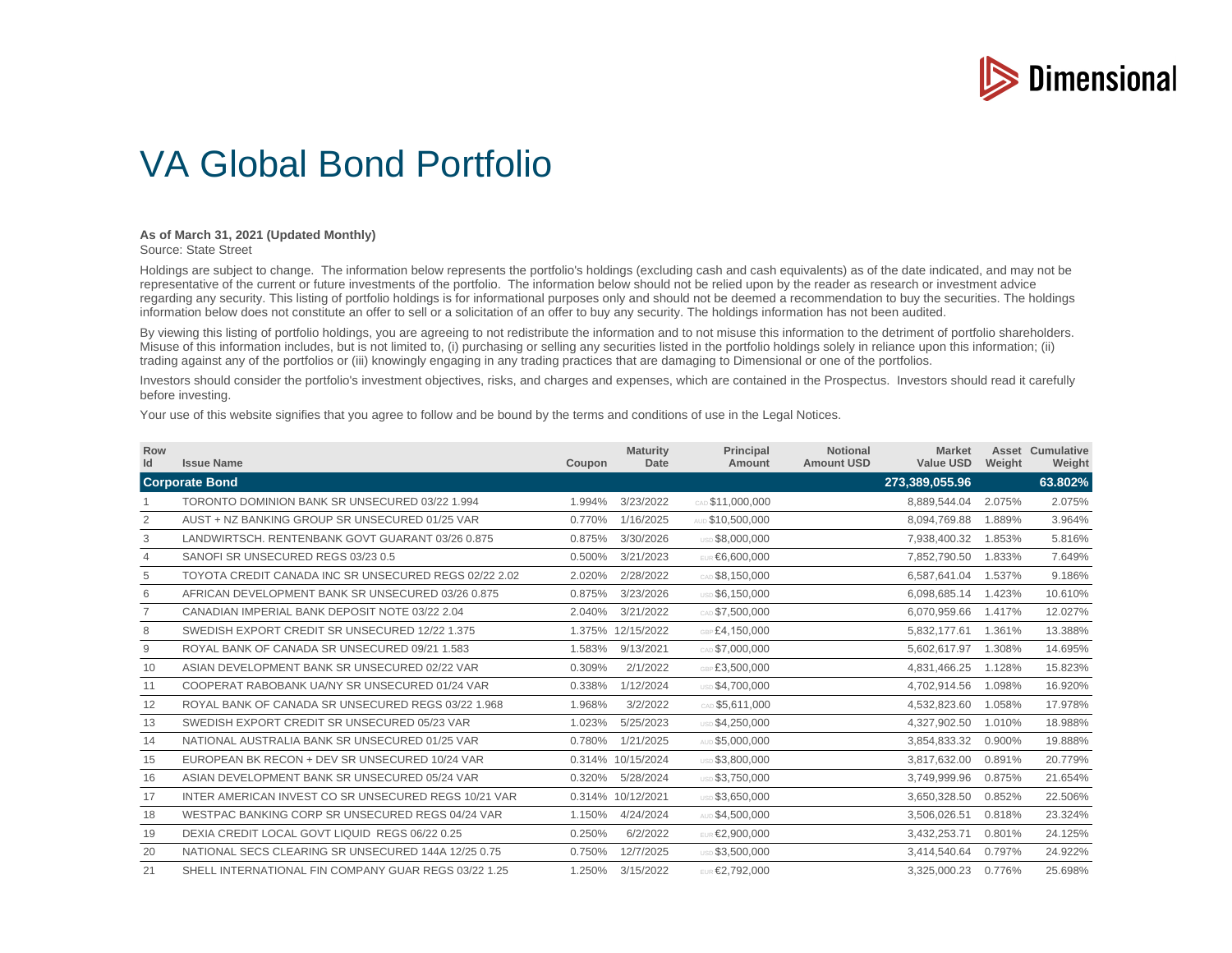Dimensional

# VA Global Bond Portfolio

**As of March 31, 2021 (Updated Monthly)**
Source: State Street

Holdings are subject to change. The information below represents the portfolio's holdings (excluding cash and cash equivalents) as of the date indicated, and may not be representative of the current or future investments of the portfolio. The information below should not be relied upon by the reader as research or investment advice regarding any security. This listing of portfolio holdings is for informational purposes only and should not be deemed a recommendation to buy the securities. The holdings information below does not constitute an offer to sell or a solicitation of an offer to buy any security. The holdings information has not been audited.

By viewing this listing of portfolio holdings, you are agreeing to not redistribute the information and to not misuse this information to the detriment of portfolio shareholders. Misuse of this information includes, but is not limited to, (i) purchasing or selling any securities listed in the portfolio holdings solely in reliance upon this information; (ii) trading against any of the portfolios or (iii) knowingly engaging in any trading practices that are damaging to Dimensional or one of the portfolios.

Investors should consider the portfolio's investment objectives, risks, and charges and expenses, which are contained in the Prospectus. Investors should read it carefully before investing.

Your use of this website signifies that you agree to follow and be bound by the terms and conditions of use in the Legal Notices.

| Row Id | Issue Name | Coupon | Maturity Date | Principal Amount | Notional Amount USD | Market Value USD | Asset Weight | Cumulative Weight |
|---|---|---|---|---|---|---|---|---|
| **Corporate Bond** | | | | | | **273,389,055.96** | | **63.802%** |
| 1 | TORONTO DOMINION BANK SR UNSECURED 03/22 1.994 | 1.994% | 3/23/2022 | CAD $11,000,000 | | 8,889,544.04 | 2.075% | 2.075% |
| 2 | AUST + NZ BANKING GROUP SR UNSECURED 01/25 VAR | 0.770% | 1/16/2025 | AUD $10,500,000 | | 8,094,769.88 | 1.889% | 3.964% |
| 3 | LANDWIRTSCH. RENTENBANK GOVT GUARANT 03/26 0.875 | 0.875% | 3/30/2026 | USD $8,000,000 | | 7,938,400.32 | 1.853% | 5.816% |
| 4 | SANOFI SR UNSECURED REGS 03/23 0.5 | 0.500% | 3/21/2023 | EUR €6,600,000 | | 7,852,790.50 | 1.833% | 7.649% |
| 5 | TOYOTA CREDIT CANADA INC SR UNSECURED REGS 02/22 2.02 | 2.020% | 2/28/2022 | CAD $8,150,000 | | 6,587,641.04 | 1.537% | 9.186% |
| 6 | AFRICAN DEVELOPMENT BANK SR UNSECURED 03/26 0.875 | 0.875% | 3/23/2026 | USD $6,150,000 | | 6,098,685.14 | 1.423% | 10.610% |
| 7 | CANADIAN IMPERIAL BANK DEPOSIT NOTE 03/22 2.04 | 2.040% | 3/21/2022 | CAD $7,500,000 | | 6,070,959.66 | 1.417% | 12.027% |
| 8 | SWEDISH EXPORT CREDIT SR UNSECURED 12/22 1.375 | 1.375% | 12/15/2022 | GBP £4,150,000 | | 5,832,177.61 | 1.361% | 13.388% |
| 9 | ROYAL BANK OF CANADA SR UNSECURED 09/21 1.583 | 1.583% | 9/13/2021 | CAD $7,000,000 | | 5,602,617.97 | 1.308% | 14.695% |
| 10 | ASIAN DEVELOPMENT BANK SR UNSECURED 02/22 VAR | 0.309% | 2/1/2022 | GBP £3,500,000 | | 4,831,466.25 | 1.128% | 15.823% |
| 11 | COOPERAT RABOBANK UA/NY SR UNSECURED 01/24 VAR | 0.338% | 1/12/2024 | USD $4,700,000 | | 4,702,914.56 | 1.098% | 16.920% |
| 12 | ROYAL BANK OF CANADA SR UNSECURED REGS 03/22 1.968 | 1.968% | 3/2/2022 | CAD $5,611,000 | | 4,532,823.60 | 1.058% | 17.978% |
| 13 | SWEDISH EXPORT CREDIT SR UNSECURED 05/23 VAR | 1.023% | 5/25/2023 | USD $4,250,000 | | 4,327,902.50 | 1.010% | 18.988% |
| 14 | NATIONAL AUSTRALIA BANK SR UNSECURED 01/25 VAR | 0.780% | 1/21/2025 | AUD $5,000,000 | | 3,854,833.32 | 0.900% | 19.888% |
| 15 | EUROPEAN BK RECON + DEV SR UNSECURED 10/24 VAR | 0.314% | 10/15/2024 | USD $3,800,000 | | 3,817,632.00 | 0.891% | 20.779% |
| 16 | ASIAN DEVELOPMENT BANK SR UNSECURED 05/24 VAR | 0.320% | 5/28/2024 | USD $3,750,000 | | 3,749,999.96 | 0.875% | 21.654% |
| 17 | INTER AMERICAN INVEST CO SR UNSECURED REGS 10/21 VAR | 0.314% | 10/12/2021 | USD $3,650,000 | | 3,650,328.50 | 0.852% | 22.506% |
| 18 | WESTPAC BANKING CORP SR UNSECURED REGS 04/24 VAR | 1.150% | 4/24/2024 | AUD $4,500,000 | | 3,506,026.51 | 0.818% | 23.324% |
| 19 | DEXIA CREDIT LOCAL GOVT LIQUID REGS 06/22 0.25 | 0.250% | 6/2/2022 | EUR €2,900,000 | | 3,432,253.71 | 0.801% | 24.125% |
| 20 | NATIONAL SECS CLEARING SR UNSECURED 144A 12/25 0.75 | 0.750% | 12/7/2025 | USD $3,500,000 | | 3,414,540.64 | 0.797% | 24.922% |
| 21 | SHELL INTERNATIONAL FIN COMPANY GUAR REGS 03/22 1.25 | 1.250% | 3/15/2022 | EUR €2,792,000 | | 3,325,000.23 | 0.776% | 25.698% |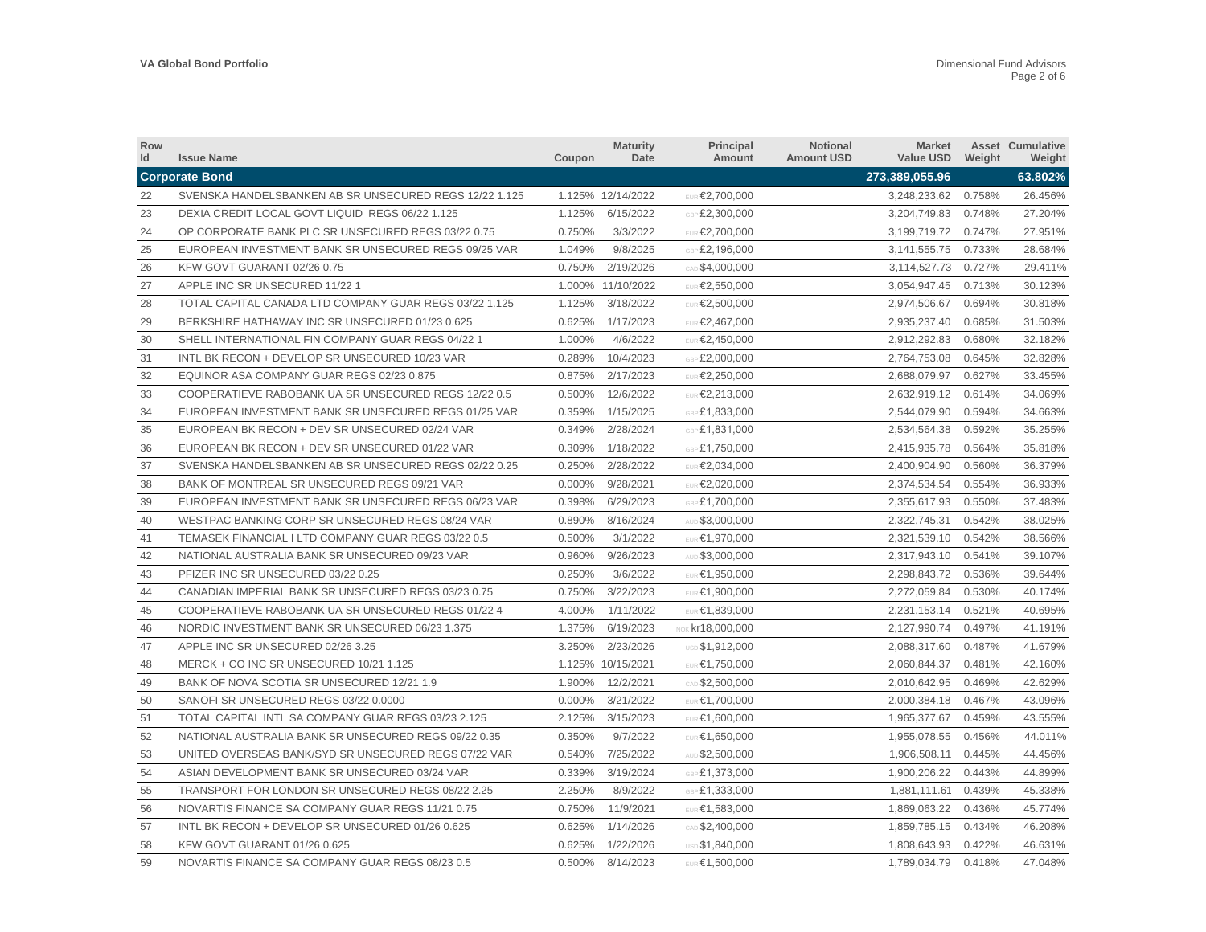| Row Id | Issue Name | Coupon | Maturity Date | Principal Amount | Notional Amount USD | Market Value USD | Asset Weight | Cumulative Weight |
|---|---|---|---|---|---|---|---|---|
| **Corporate Bond** | | | | | | **273,389,055.96** | | **63.802%** |
| 22 | SVENSKA HANDELSBANKEN AB SR UNSECURED REGS 12/22 1.125 | 1.125% | 12/14/2022 | EUR €2,700,000 | | 3,248,233.62 | 0.758% | 26.456% |
| 23 | DEXIA CREDIT LOCAL GOVT LIQUID REGS 06/22 1.125 | 1.125% | 6/15/2022 | GBP £2,300,000 | | 3,204,749.83 | 0.748% | 27.204% |
| 24 | OP CORPORATE BANK PLC SR UNSECURED REGS 03/22 0.75 | 0.750% | 3/3/2022 | EUR €2,700,000 | | 3,199,719.72 | 0.747% | 27.951% |
| 25 | EUROPEAN INVESTMENT BANK SR UNSECURED REGS 09/25 VAR | 1.049% | 9/8/2025 | GBP £2,196,000 | | 3,141,555.75 | 0.733% | 28.684% |
| 26 | KFW GOVT GUARANT 02/26 0.75 | 0.750% | 2/19/2026 | CAD $4,000,000 | | 3,114,527.73 | 0.727% | 29.411% |
| 27 | APPLE INC SR UNSECURED 11/22 1 | 1.000% | 11/10/2022 | EUR €2,550,000 | | 3,054,947.45 | 0.713% | 30.123% |
| 28 | TOTAL CAPITAL CANADA LTD COMPANY GUAR REGS 03/22 1.125 | 1.125% | 3/18/2022 | EUR €2,500,000 | | 2,974,506.67 | 0.694% | 30.818% |
| 29 | BERKSHIRE HATHAWAY INC SR UNSECURED 01/23 0.625 | 0.625% | 1/17/2023 | EUR €2,467,000 | | 2,935,237.40 | 0.685% | 31.503% |
| 30 | SHELL INTERNATIONAL FIN COMPANY GUAR REGS 04/22 1 | 1.000% | 4/6/2022 | EUR €2,450,000 | | 2,912,292.83 | 0.680% | 32.182% |
| 31 | INTL BK RECON + DEVELOP SR UNSECURED 10/23 VAR | 0.289% | 10/4/2023 | GBP £2,000,000 | | 2,764,753.08 | 0.645% | 32.828% |
| 32 | EQUINOR ASA COMPANY GUAR REGS 02/23 0.875 | 0.875% | 2/17/2023 | EUR €2,250,000 | | 2,688,079.97 | 0.627% | 33.455% |
| 33 | COOPERATIEVE RABOBANK UA SR UNSECURED REGS 12/22 0.5 | 0.500% | 12/6/2022 | EUR €2,213,000 | | 2,632,919.12 | 0.614% | 34.069% |
| 34 | EUROPEAN INVESTMENT BANK SR UNSECURED REGS 01/25 VAR | 0.359% | 1/15/2025 | GBP £1,833,000 | | 2,544,079.90 | 0.594% | 34.663% |
| 35 | EUROPEAN BK RECON + DEV SR UNSECURED 02/24 VAR | 0.349% | 2/28/2024 | GBP £1,831,000 | | 2,534,564.38 | 0.592% | 35.255% |
| 36 | EUROPEAN BK RECON + DEV SR UNSECURED 01/22 VAR | 0.309% | 1/18/2022 | GBP £1,750,000 | | 2,415,935.78 | 0.564% | 35.818% |
| 37 | SVENSKA HANDELSBANKEN AB SR UNSECURED REGS 02/22 0.25 | 0.250% | 2/28/2022 | EUR €2,034,000 | | 2,400,904.90 | 0.560% | 36.379% |
| 38 | BANK OF MONTREAL SR UNSECURED REGS 09/21 VAR | 0.000% | 9/28/2021 | EUR €2,020,000 | | 2,374,534.54 | 0.554% | 36.933% |
| 39 | EUROPEAN INVESTMENT BANK SR UNSECURED REGS 06/23 VAR | 0.398% | 6/29/2023 | GBP £1,700,000 | | 2,355,617.93 | 0.550% | 37.483% |
| 40 | WESTPAC BANKING CORP SR UNSECURED REGS 08/24 VAR | 0.890% | 8/16/2024 | AUD $3,000,000 | | 2,322,745.31 | 0.542% | 38.025% |
| 41 | TEMASEK FINANCIAL I LTD COMPANY GUAR REGS 03/22 0.5 | 0.500% | 3/1/2022 | EUR €1,970,000 | | 2,321,539.10 | 0.542% | 38.566% |
| 42 | NATIONAL AUSTRALIA BANK SR UNSECURED 09/23 VAR | 0.960% | 9/26/2023 | AUD $3,000,000 | | 2,317,943.10 | 0.541% | 39.107% |
| 43 | PFIZER INC SR UNSECURED 03/22 0.25 | 0.250% | 3/6/2022 | EUR €1,950,000 | | 2,298,843.72 | 0.536% | 39.644% |
| 44 | CANADIAN IMPERIAL BANK SR UNSECURED REGS 03/23 0.75 | 0.750% | 3/22/2023 | EUR €1,900,000 | | 2,272,059.84 | 0.530% | 40.174% |
| 45 | COOPERATIEVE RABOBANK UA SR UNSECURED REGS 01/22 4 | 4.000% | 1/11/2022 | EUR €1,839,000 | | 2,231,153.14 | 0.521% | 40.695% |
| 46 | NORDIC INVESTMENT BANK SR UNSECURED 06/23 1.375 | 1.375% | 6/19/2023 | NOK kr18,000,000 | | 2,127,990.74 | 0.497% | 41.191% |
| 47 | APPLE INC SR UNSECURED 02/26 3.25 | 3.250% | 2/23/2026 | USD $1,912,000 | | 2,088,317.60 | 0.487% | 41.679% |
| 48 | MERCK + CO INC SR UNSECURED 10/21 1.125 | 1.125% | 10/15/2021 | EUR €1,750,000 | | 2,060,844.37 | 0.481% | 42.160% |
| 49 | BANK OF NOVA SCOTIA SR UNSECURED 12/21 1.9 | 1.900% | 12/2/2021 | CAD $2,500,000 | | 2,010,642.95 | 0.469% | 42.629% |
| 50 | SANOFI SR UNSECURED REGS 03/22 0.0000 | 0.000% | 3/21/2022 | EUR €1,700,000 | | 2,000,384.18 | 0.467% | 43.096% |
| 51 | TOTAL CAPITAL INTL SA COMPANY GUAR REGS 03/23 2.125 | 2.125% | 3/15/2023 | EUR €1,600,000 | | 1,965,377.67 | 0.459% | 43.555% |
| 52 | NATIONAL AUSTRALIA BANK SR UNSECURED REGS 09/22 0.35 | 0.350% | 9/7/2022 | EUR €1,650,000 | | 1,955,078.55 | 0.456% | 44.011% |
| 53 | UNITED OVERSEAS BANK/SYD SR UNSECURED REGS 07/22 VAR | 0.540% | 7/25/2022 | AUD $2,500,000 | | 1,906,508.11 | 0.445% | 44.456% |
| 54 | ASIAN DEVELOPMENT BANK SR UNSECURED 03/24 VAR | 0.339% | 3/19/2024 | GBP £1,373,000 | | 1,900,206.22 | 0.443% | 44.899% |
| 55 | TRANSPORT FOR LONDON SR UNSECURED REGS 08/22 2.25 | 2.250% | 8/9/2022 | GBP £1,333,000 | | 1,881,111.61 | 0.439% | 45.338% |
| 56 | NOVARTIS FINANCE SA COMPANY GUAR REGS 11/21 0.75 | 0.750% | 11/9/2021 | EUR €1,583,000 | | 1,869,063.22 | 0.436% | 45.774% |
| 57 | INTL BK RECON + DEVELOP SR UNSECURED 01/26 0.625 | 0.625% | 1/14/2026 | CAD $2,400,000 | | 1,859,785.15 | 0.434% | 46.208% |
| 58 | KFW GOVT GUARANT 01/26 0.625 | 0.625% | 1/22/2026 | USD $1,840,000 | | 1,808,643.93 | 0.422% | 46.631% |
| 59 | NOVARTIS FINANCE SA COMPANY GUAR REGS 08/23 0.5 | 0.500% | 8/14/2023 | EUR €1,500,000 | | 1,789,034.79 | 0.418% | 47.048% |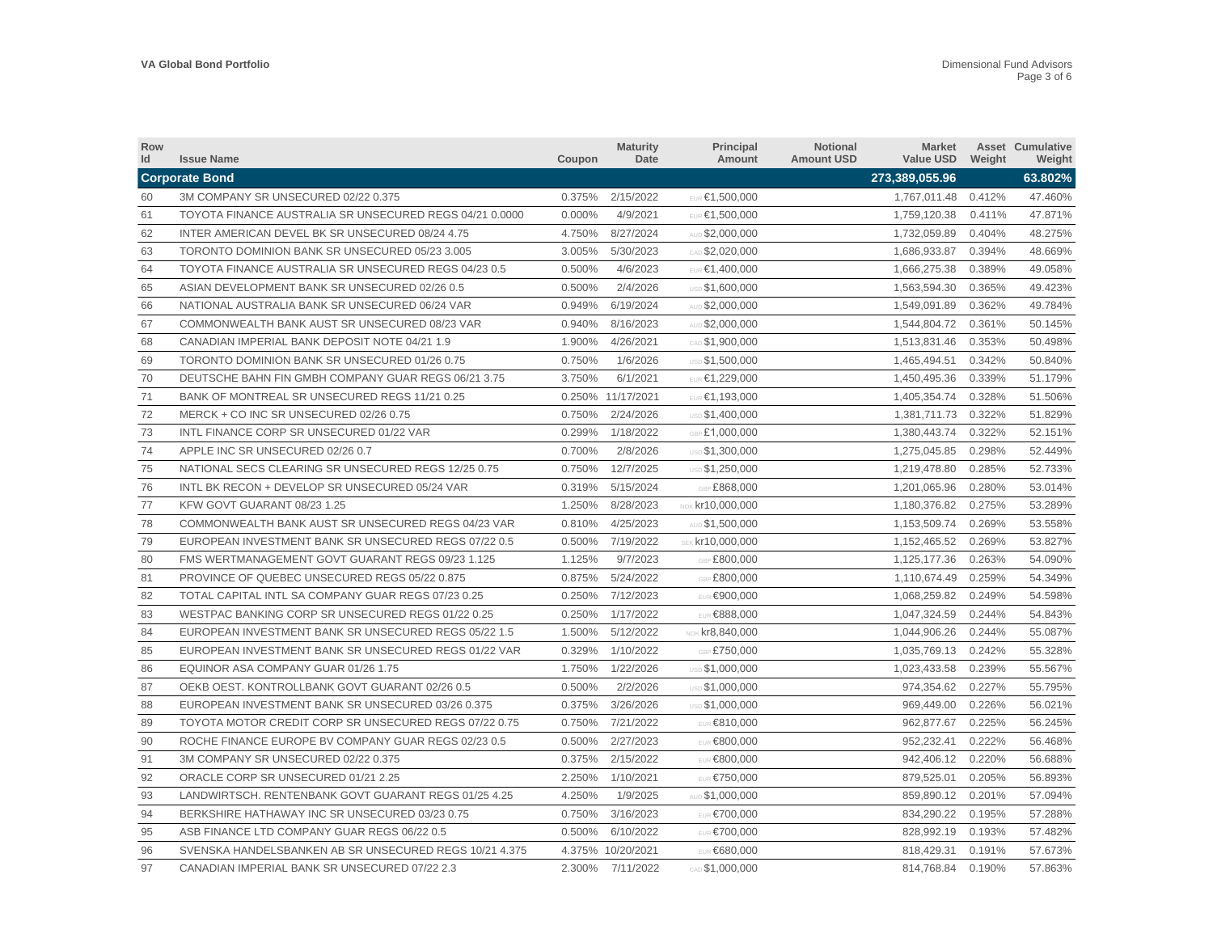| Row Id | Issue Name | Coupon | Maturity Date | Principal Amount | Notional Amount USD | Market Value USD | Asset Weight | Cumulative Weight |
|---|---|---|---|---|---|---|---|---|
| **Corporate Bond** | | | | | | **273,389,055.96** | | **63.802%** |
| 60 | 3M COMPANY SR UNSECURED 02/22 0.375 | 0.375% | 2/15/2022 | EUR €1,500,000 | | 1,767,011.48 | 0.412% | 47.460% |
| 61 | TOYOTA FINANCE AUSTRALIA SR UNSECURED REGS 04/21 0.0000 | 0.000% | 4/9/2021 | EUR €1,500,000 | | 1,759,120.38 | 0.411% | 47.871% |
| 62 | INTER AMERICAN DEVEL BK SR UNSECURED 08/24 4.75 | 4.750% | 8/27/2024 | AUD $2,000,000 | | 1,732,059.89 | 0.404% | 48.275% |
| 63 | TORONTO DOMINION BANK SR UNSECURED 05/23 3.005 | 3.005% | 5/30/2023 | CAD $2,020,000 | | 1,686,933.87 | 0.394% | 48.669% |
| 64 | TOYOTA FINANCE AUSTRALIA SR UNSECURED REGS 04/23 0.5 | 0.500% | 4/6/2023 | EUR €1,400,000 | | 1,666,275.38 | 0.389% | 49.058% |
| 65 | ASIAN DEVELOPMENT BANK SR UNSECURED 02/26 0.5 | 0.500% | 2/4/2026 | USD $1,600,000 | | 1,563,594.30 | 0.365% | 49.423% |
| 66 | NATIONAL AUSTRALIA BANK SR UNSECURED 06/24 VAR | 0.949% | 6/19/2024 | AUD $2,000,000 | | 1,549,091.89 | 0.362% | 49.784% |
| 67 | COMMONWEALTH BANK AUST SR UNSECURED 08/23 VAR | 0.940% | 8/16/2023 | AUD $2,000,000 | | 1,544,804.72 | 0.361% | 50.145% |
| 68 | CANADIAN IMPERIAL BANK DEPOSIT NOTE 04/21 1.9 | 1.900% | 4/26/2021 | CAD $1,900,000 | | 1,513,831.46 | 0.353% | 50.498% |
| 69 | TORONTO DOMINION BANK SR UNSECURED 01/26 0.75 | 0.750% | 1/6/2026 | USD $1,500,000 | | 1,465,494.51 | 0.342% | 50.840% |
| 70 | DEUTSCHE BAHN FIN GMBH COMPANY GUAR REGS 06/21 3.75 | 3.750% | 6/1/2021 | EUR €1,229,000 | | 1,450,495.36 | 0.339% | 51.179% |
| 71 | BANK OF MONTREAL SR UNSECURED REGS 11/21 0.25 | 0.250% | 11/17/2021 | EUR €1,193,000 | | 1,405,354.74 | 0.328% | 51.506% |
| 72 | MERCK + CO INC SR UNSECURED 02/26 0.75 | 0.750% | 2/24/2026 | USD $1,400,000 | | 1,381,711.73 | 0.322% | 51.829% |
| 73 | INTL FINANCE CORP SR UNSECURED 01/22 VAR | 0.299% | 1/18/2022 | GBP £1,000,000 | | 1,380,443.74 | 0.322% | 52.151% |
| 74 | APPLE INC SR UNSECURED 02/26 0.7 | 0.700% | 2/8/2026 | USD $1,300,000 | | 1,275,045.85 | 0.298% | 52.449% |
| 75 | NATIONAL SECS CLEARING SR UNSECURED REGS 12/25 0.75 | 0.750% | 12/7/2025 | USD $1,250,000 | | 1,219,478.80 | 0.285% | 52.733% |
| 76 | INTL BK RECON + DEVELOP SR UNSECURED 05/24 VAR | 0.319% | 5/15/2024 | GBP £868,000 | | 1,201,065.96 | 0.280% | 53.014% |
| 77 | KFW GOVT GUARANT 08/23 1.25 | 1.250% | 8/28/2023 | NOK kr10,000,000 | | 1,180,376.82 | 0.275% | 53.289% |
| 78 | COMMONWEALTH BANK AUST SR UNSECURED REGS 04/23 VAR | 0.810% | 4/25/2023 | AUD $1,500,000 | | 1,153,509.74 | 0.269% | 53.558% |
| 79 | EUROPEAN INVESTMENT BANK SR UNSECURED REGS 07/22 0.5 | 0.500% | 7/19/2022 | SEK kr10,000,000 | | 1,152,465.52 | 0.269% | 53.827% |
| 80 | FMS WERTMANAGEMENT GOVT GUARANT REGS 09/23 1.125 | 1.125% | 9/7/2023 | GBP £800,000 | | 1,125,177.36 | 0.263% | 54.090% |
| 81 | PROVINCE OF QUEBEC UNSECURED REGS 05/22 0.875 | 0.875% | 5/24/2022 | GBP £800,000 | | 1,110,674.49 | 0.259% | 54.349% |
| 82 | TOTAL CAPITAL INTL SA COMPANY GUAR REGS 07/23 0.25 | 0.250% | 7/12/2023 | EUR €900,000 | | 1,068,259.82 | 0.249% | 54.598% |
| 83 | WESTPAC BANKING CORP SR UNSECURED REGS 01/22 0.25 | 0.250% | 1/17/2022 | EUR €888,000 | | 1,047,324.59 | 0.244% | 54.843% |
| 84 | EUROPEAN INVESTMENT BANK SR UNSECURED REGS 05/22 1.5 | 1.500% | 5/12/2022 | NOK kr8,840,000 | | 1,044,906.26 | 0.244% | 55.087% |
| 85 | EUROPEAN INVESTMENT BANK SR UNSECURED REGS 01/22 VAR | 0.329% | 1/10/2022 | GBP £750,000 | | 1,035,769.13 | 0.242% | 55.328% |
| 86 | EQUINOR ASA COMPANY GUAR 01/26 1.75 | 1.750% | 1/22/2026 | USD $1,000,000 | | 1,023,433.58 | 0.239% | 55.567% |
| 87 | OEKB OEST. KONTROLLBANK GOVT GUARANT 02/26 0.5 | 0.500% | 2/2/2026 | USD $1,000,000 | | 974,354.62 | 0.227% | 55.795% |
| 88 | EUROPEAN INVESTMENT BANK SR UNSECURED 03/26 0.375 | 0.375% | 3/26/2026 | USD $1,000,000 | | 969,449.00 | 0.226% | 56.021% |
| 89 | TOYOTA MOTOR CREDIT CORP SR UNSECURED REGS 07/22 0.75 | 0.750% | 7/21/2022 | EUR €810,000 | | 962,877.67 | 0.225% | 56.245% |
| 90 | ROCHE FINANCE EUROPE BV COMPANY GUAR REGS 02/23 0.5 | 0.500% | 2/27/2023 | EUR €800,000 | | 952,232.41 | 0.222% | 56.468% |
| 91 | 3M COMPANY SR UNSECURED 02/22 0.375 | 0.375% | 2/15/2022 | EUR €800,000 | | 942,406.12 | 0.220% | 56.688% |
| 92 | ORACLE CORP SR UNSECURED 01/21 2.25 | 2.250% | 1/10/2021 | EUR €750,000 | | 879,525.01 | 0.205% | 56.893% |
| 93 | LANDWIRTSCH. RENTENBANK GOVT GUARANT REGS 01/25 4.25 | 4.250% | 1/9/2025 | AUD $1,000,000 | | 859,890.12 | 0.201% | 57.094% |
| 94 | BERKSHIRE HATHAWAY INC SR UNSECURED 03/23 0.75 | 0.750% | 3/16/2023 | EUR €700,000 | | 834,290.22 | 0.195% | 57.288% |
| 95 | ASB FINANCE LTD COMPANY GUAR REGS 06/22 0.5 | 0.500% | 6/10/2022 | EUR €700,000 | | 828,992.19 | 0.193% | 57.482% |
| 96 | SVENSKA HANDELSBANKEN AB SR UNSECURED REGS 10/21 4.375 | 4.375% | 10/20/2021 | EUR €680,000 | | 818,429.31 | 0.191% | 57.673% |
| 97 | CANADIAN IMPERIAL BANK SR UNSECURED 07/22 2.3 | 2.300% | 7/11/2022 | CAD $1,000,000 | | 814,768.84 | 0.190% | 57.863% |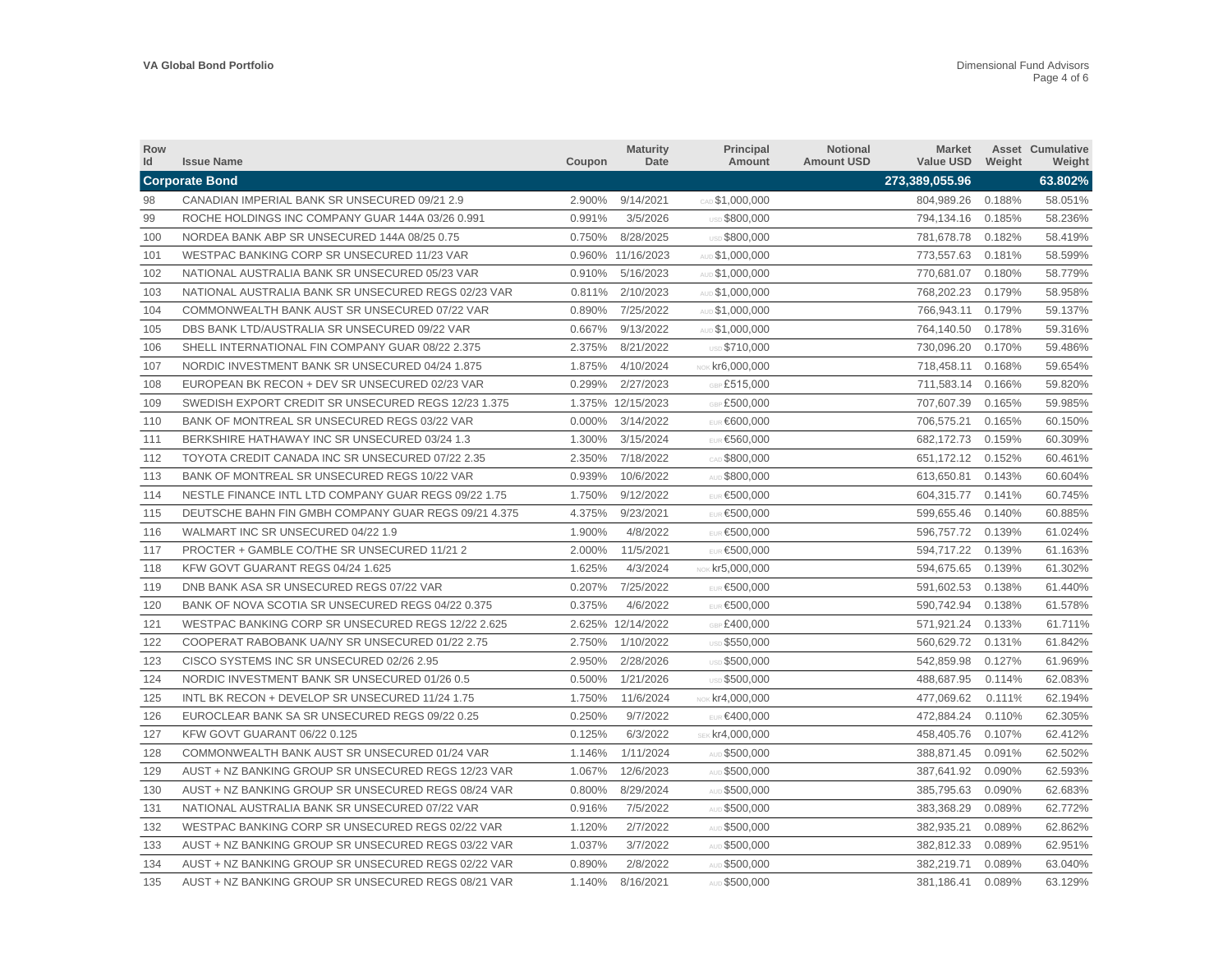| Row Id | Issue Name | Coupon | Maturity Date | Principal Amount | Notional Amount USD | Market Value USD | Asset Weight | Cumulative Weight |
|---|---|---|---|---|---|---|---|---|
| **Corporate Bond** | | | | | | **273,389,055.96** | | **63.802%** |
| 98 | CANADIAN IMPERIAL BANK SR UNSECURED 09/21 2.9 | 2.900% | 9/14/2021 | CAD $1,000,000 | | 804,989.26 | 0.188% | 58.051% |
| 99 | ROCHE HOLDINGS INC COMPANY GUAR 144A 03/26 0.991 | 0.991% | 3/5/2026 | USD $800,000 | | 794,134.16 | 0.185% | 58.236% |
| 100 | NORDEA BANK ABP SR UNSECURED 144A 08/25 0.75 | 0.750% | 8/28/2025 | USD $800,000 | | 781,678.78 | 0.182% | 58.419% |
| 101 | WESTPAC BANKING CORP SR UNSECURED 11/23 VAR | 0.960% | 11/16/2023 | AUD $1,000,000 | | 773,557.63 | 0.181% | 58.599% |
| 102 | NATIONAL AUSTRALIA BANK SR UNSECURED 05/23 VAR | 0.910% | 5/16/2023 | AUD $1,000,000 | | 770,681.07 | 0.180% | 58.779% |
| 103 | NATIONAL AUSTRALIA BANK SR UNSECURED REGS 02/23 VAR | 0.811% | 2/10/2023 | AUD $1,000,000 | | 768,202.23 | 0.179% | 58.958% |
| 104 | COMMONWEALTH BANK AUST SR UNSECURED 07/22 VAR | 0.890% | 7/25/2022 | AUD $1,000,000 | | 766,943.11 | 0.179% | 59.137% |
| 105 | DBS BANK LTD/AUSTRALIA SR UNSECURED 09/22 VAR | 0.667% | 9/13/2022 | AUD $1,000,000 | | 764,140.50 | 0.178% | 59.316% |
| 106 | SHELL INTERNATIONAL FIN COMPANY GUAR 08/22 2.375 | 2.375% | 8/21/2022 | USD $710,000 | | 730,096.20 | 0.170% | 59.486% |
| 107 | NORDIC INVESTMENT BANK SR UNSECURED 04/24 1.875 | 1.875% | 4/10/2024 | NOK kr6,000,000 | | 718,458.11 | 0.168% | 59.654% |
| 108 | EUROPEAN BK RECON + DEV SR UNSECURED 02/23 VAR | 0.299% | 2/27/2023 | GBP £515,000 | | 711,583.14 | 0.166% | 59.820% |
| 109 | SWEDISH EXPORT CREDIT SR UNSECURED REGS 12/23 1.375 | 1.375% | 12/15/2023 | GBP £500,000 | | 707,607.39 | 0.165% | 59.985% |
| 110 | BANK OF MONTREAL SR UNSECURED REGS 03/22 VAR | 0.000% | 3/14/2022 | EUR €600,000 | | 706,575.21 | 0.165% | 60.150% |
| 111 | BERKSHIRE HATHAWAY INC SR UNSECURED 03/24 1.3 | 1.300% | 3/15/2024 | EUR €560,000 | | 682,172.73 | 0.159% | 60.309% |
| 112 | TOYOTA CREDIT CANADA INC SR UNSECURED 07/22 2.35 | 2.350% | 7/18/2022 | CAD $800,000 | | 651,172.12 | 0.152% | 60.461% |
| 113 | BANK OF MONTREAL SR UNSECURED REGS 10/22 VAR | 0.939% | 10/6/2022 | AUD $800,000 | | 613,650.81 | 0.143% | 60.604% |
| 114 | NESTLE FINANCE INTL LTD COMPANY GUAR REGS 09/22 1.75 | 1.750% | 9/12/2022 | EUR €500,000 | | 604,315.77 | 0.141% | 60.745% |
| 115 | DEUTSCHE BAHN FIN GMBH COMPANY GUAR REGS 09/21 4.375 | 4.375% | 9/23/2021 | EUR €500,000 | | 599,655.46 | 0.140% | 60.885% |
| 116 | WALMART INC SR UNSECURED 04/22 1.9 | 1.900% | 4/8/2022 | EUR €500,000 | | 596,757.72 | 0.139% | 61.024% |
| 117 | PROCTER + GAMBLE CO/THE SR UNSECURED 11/21 2 | 2.000% | 11/5/2021 | EUR €500,000 | | 594,717.22 | 0.139% | 61.163% |
| 118 | KFW GOVT GUARANT REGS 04/24 1.625 | 1.625% | 4/3/2024 | NOK kr5,000,000 | | 594,675.65 | 0.139% | 61.302% |
| 119 | DNB BANK ASA SR UNSECURED REGS 07/22 VAR | 0.207% | 7/25/2022 | EUR €500,000 | | 591,602.53 | 0.138% | 61.440% |
| 120 | BANK OF NOVA SCOTIA SR UNSECURED REGS 04/22 0.375 | 0.375% | 4/6/2022 | EUR €500,000 | | 590,742.94 | 0.138% | 61.578% |
| 121 | WESTPAC BANKING CORP SR UNSECURED REGS 12/22 2.625 | 2.625% | 12/14/2022 | GBP £400,000 | | 571,921.24 | 0.133% | 61.711% |
| 122 | COOPERAT RABOBANK UA/NY SR UNSECURED 01/22 2.75 | 2.750% | 1/10/2022 | USD $550,000 | | 560,629.72 | 0.131% | 61.842% |
| 123 | CISCO SYSTEMS INC SR UNSECURED 02/26 2.95 | 2.950% | 2/28/2026 | USD $500,000 | | 542,859.98 | 0.127% | 61.969% |
| 124 | NORDIC INVESTMENT BANK SR UNSECURED 01/26 0.5 | 0.500% | 1/21/2026 | USD $500,000 | | 488,687.95 | 0.114% | 62.083% |
| 125 | INTL BK RECON + DEVELOP SR UNSECURED 11/24 1.75 | 1.750% | 11/6/2024 | NOK kr4,000,000 | | 477,069.62 | 0.111% | 62.194% |
| 126 | EUROCLEAR BANK SA SR UNSECURED REGS 09/22 0.25 | 0.250% | 9/7/2022 | EUR €400,000 | | 472,884.24 | 0.110% | 62.305% |
| 127 | KFW GOVT GUARANT 06/22 0.125 | 0.125% | 6/3/2022 | SEK kr4,000,000 | | 458,405.76 | 0.107% | 62.412% |
| 128 | COMMONWEALTH BANK AUST SR UNSECURED 01/24 VAR | 1.146% | 1/11/2024 | AUD $500,000 | | 388,871.45 | 0.091% | 62.502% |
| 129 | AUST + NZ BANKING GROUP SR UNSECURED REGS 12/23 VAR | 1.067% | 12/6/2023 | AUD $500,000 | | 387,641.92 | 0.090% | 62.593% |
| 130 | AUST + NZ BANKING GROUP SR UNSECURED REGS 08/24 VAR | 0.800% | 8/29/2024 | AUD $500,000 | | 385,795.63 | 0.090% | 62.683% |
| 131 | NATIONAL AUSTRALIA BANK SR UNSECURED 07/22 VAR | 0.916% | 7/5/2022 | AUD $500,000 | | 383,368.29 | 0.089% | 62.772% |
| 132 | WESTPAC BANKING CORP SR UNSECURED REGS 02/22 VAR | 1.120% | 2/7/2022 | AUD $500,000 | | 382,935.21 | 0.089% | 62.862% |
| 133 | AUST + NZ BANKING GROUP SR UNSECURED REGS 03/22 VAR | 1.037% | 3/7/2022 | AUD $500,000 | | 382,812.33 | 0.089% | 62.951% |
| 134 | AUST + NZ BANKING GROUP SR UNSECURED REGS 02/22 VAR | 0.890% | 2/8/2022 | AUD $500,000 | | 382,219.71 | 0.089% | 63.040% |
| 135 | AUST + NZ BANKING GROUP SR UNSECURED REGS 08/21 VAR | 1.140% | 8/16/2021 | AUD $500,000 | | 381,186.41 | 0.089% | 63.129% |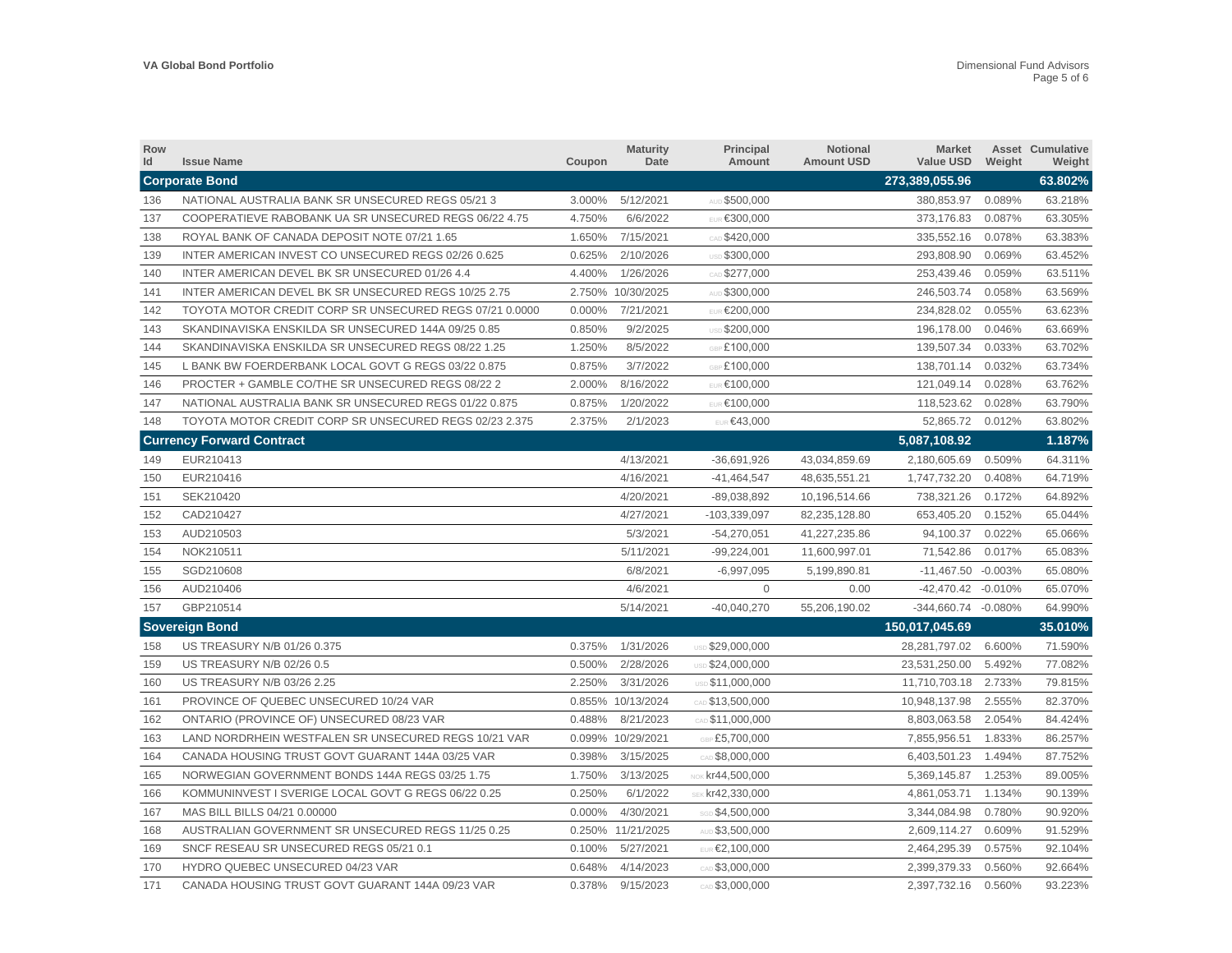| Row Id | Issue Name | Coupon | Maturity Date | Principal Amount | Notional Amount USD | Market Value USD | Asset Weight | Cumulative Weight |
|---|---|---|---|---|---|---|---|---|
| **Corporate Bond** | | | | | | **273,389,055.96** | | **63.802%** |
| 136 | NATIONAL AUSTRALIA BANK SR UNSECURED REGS 05/21 3 | 3.000% | 5/12/2021 | AUD $500,000 | | 380,853.97 | 0.089% | 63.218% |
| 137 | COOPERATIEVE RABOBANK UA SR UNSECURED REGS 06/22 4.75 | 4.750% | 6/6/2022 | EUR €300,000 | | 373,176.83 | 0.087% | 63.305% |
| 138 | ROYAL BANK OF CANADA DEPOSIT NOTE 07/21 1.65 | 1.650% | 7/15/2021 | CAD $420,000 | | 335,552.16 | 0.078% | 63.383% |
| 139 | INTER AMERICAN INVEST CO UNSECURED REGS 02/26 0.625 | 0.625% | 2/10/2026 | USD $300,000 | | 293,808.90 | 0.069% | 63.452% |
| 140 | INTER AMERICAN DEVEL BK SR UNSECURED 01/26 4.4 | 4.400% | 1/26/2026 | CAD $277,000 | | 253,439.46 | 0.059% | 63.511% |
| 141 | INTER AMERICAN DEVEL BK SR UNSECURED REGS 10/25 2.75 | 2.750% | 10/30/2025 | AUD $300,000 | | 246,503.74 | 0.058% | 63.569% |
| 142 | TOYOTA MOTOR CREDIT CORP SR UNSECURED REGS 07/21 0.0000 | 0.000% | 7/21/2021 | EUR €200,000 | | 234,828.02 | 0.055% | 63.623% |
| 143 | SKANDINAVISKA ENSKILDA SR UNSECURED 144A 09/25 0.85 | 0.850% | 9/2/2025 | USD $200,000 | | 196,178.00 | 0.046% | 63.669% |
| 144 | SKANDINAVISKA ENSKILDA SR UNSECURED REGS 08/22 1.25 | 1.250% | 8/5/2022 | GBP £100,000 | | 139,507.34 | 0.033% | 63.702% |
| 145 | L BANK BW FOERDERBANK LOCAL GOVT G REGS 03/22 0.875 | 0.875% | 3/7/2022 | GBP £100,000 | | 138,701.14 | 0.032% | 63.734% |
| 146 | PROCTER + GAMBLE CO/THE SR UNSECURED REGS 08/22 2 | 2.000% | 8/16/2022 | EUR €100,000 | | 121,049.14 | 0.028% | 63.762% |
| 147 | NATIONAL AUSTRALIA BANK SR UNSECURED REGS 01/22 0.875 | 0.875% | 1/20/2022 | EUR €100,000 | | 118,523.62 | 0.028% | 63.790% |
| 148 | TOYOTA MOTOR CREDIT CORP SR UNSECURED REGS 02/23 2.375 | 2.375% | 2/1/2023 | EUR €43,000 | | 52,865.72 | 0.012% | 63.802% |
| **Currency Forward Contract** | | | | | | **5,087,108.92** | | **1.187%** |
| 149 | EUR210413 | | 4/13/2021 | -36,691,926 | 43,034,859.69 | 2,180,605.69 | 0.509% | 64.311% |
| 150 | EUR210416 | | 4/16/2021 | -41,464,547 | 48,635,551.21 | 1,747,732.20 | 0.408% | 64.719% |
| 151 | SEK210420 | | 4/20/2021 | -89,038,892 | 10,196,514.66 | 738,321.26 | 0.172% | 64.892% |
| 152 | CAD210427 | | 4/27/2021 | -103,339,097 | 82,235,128.80 | 653,405.20 | 0.152% | 65.044% |
| 153 | AUD210503 | | 5/3/2021 | -54,270,051 | 41,227,235.86 | 94,100.37 | 0.022% | 65.066% |
| 154 | NOK210511 | | 5/11/2021 | -99,224,001 | 11,600,997.01 | 71,542.86 | 0.017% | 65.083% |
| 155 | SGD210608 | | 6/8/2021 | -6,997,095 | 5,199,890.81 | -11,467.50 | -0.003% | 65.080% |
| 156 | AUD210406 | | 4/6/2021 | 0 | 0.00 | -42,470.42 | -0.010% | 65.070% |
| 157 | GBP210514 | | 5/14/2021 | -40,040,270 | 55,206,190.02 | -344,660.74 | -0.080% | 64.990% |
| **Sovereign Bond** | | | | | | **150,017,045.69** | | **35.010%** |
| 158 | US TREASURY N/B 01/26 0.375 | 0.375% | 1/31/2026 | USD $29,000,000 | | 28,281,797.02 | 6.600% | 71.590% |
| 159 | US TREASURY N/B 02/26 0.5 | 0.500% | 2/28/2026 | USD $24,000,000 | | 23,531,250.00 | 5.492% | 77.082% |
| 160 | US TREASURY N/B 03/26 2.25 | 2.250% | 3/31/2026 | USD $11,000,000 | | 11,710,703.18 | 2.733% | 79.815% |
| 161 | PROVINCE OF QUEBEC UNSECURED 10/24 VAR | 0.855% | 10/13/2024 | CAD $13,500,000 | | 10,948,137.98 | 2.555% | 82.370% |
| 162 | ONTARIO (PROVINCE OF) UNSECURED 08/23 VAR | 0.488% | 8/21/2023 | CAD $11,000,000 | | 8,803,063.58 | 2.054% | 84.424% |
| 163 | LAND NORDRHEIN WESTFALEN SR UNSECURED REGS 10/21 VAR | 0.099% | 10/29/2021 | GBP £5,700,000 | | 7,855,956.51 | 1.833% | 86.257% |
| 164 | CANADA HOUSING TRUST GOVT GUARANT 144A 03/25 VAR | 0.398% | 3/15/2025 | CAD $8,000,000 | | 6,403,501.23 | 1.494% | 87.752% |
| 165 | NORWEGIAN GOVERNMENT BONDS 144A REGS 03/25 1.75 | 1.750% | 3/13/2025 | NOK kr44,500,000 | | 5,369,145.87 | 1.253% | 89.005% |
| 166 | KOMMUNINVEST I SVERIGE LOCAL GOVT G REGS 06/22 0.25 | 0.250% | 6/1/2022 | SEK kr42,330,000 | | 4,861,053.71 | 1.134% | 90.139% |
| 167 | MAS BILL BILLS 04/21 0.00000 | 0.000% | 4/30/2021 | SGD $4,500,000 | | 3,344,084.98 | 0.780% | 90.920% |
| 168 | AUSTRALIAN GOVERNMENT SR UNSECURED REGS 11/25 0.25 | 0.250% | 11/21/2025 | AUD $3,500,000 | | 2,609,114.27 | 0.609% | 91.529% |
| 169 | SNCF RESEAU SR UNSECURED REGS 05/21 0.1 | 0.100% | 5/27/2021 | EUR €2,100,000 | | 2,464,295.39 | 0.575% | 92.104% |
| 170 | HYDRO QUEBEC UNSECURED 04/23 VAR | 0.648% | 4/14/2023 | CAD $3,000,000 | | 2,399,379.33 | 0.560% | 92.664% |
| 171 | CANADA HOUSING TRUST GOVT GUARANT 144A 09/23 VAR | 0.378% | 9/15/2023 | CAD $3,000,000 | | 2,397,732.16 | 0.560% | 93.223% |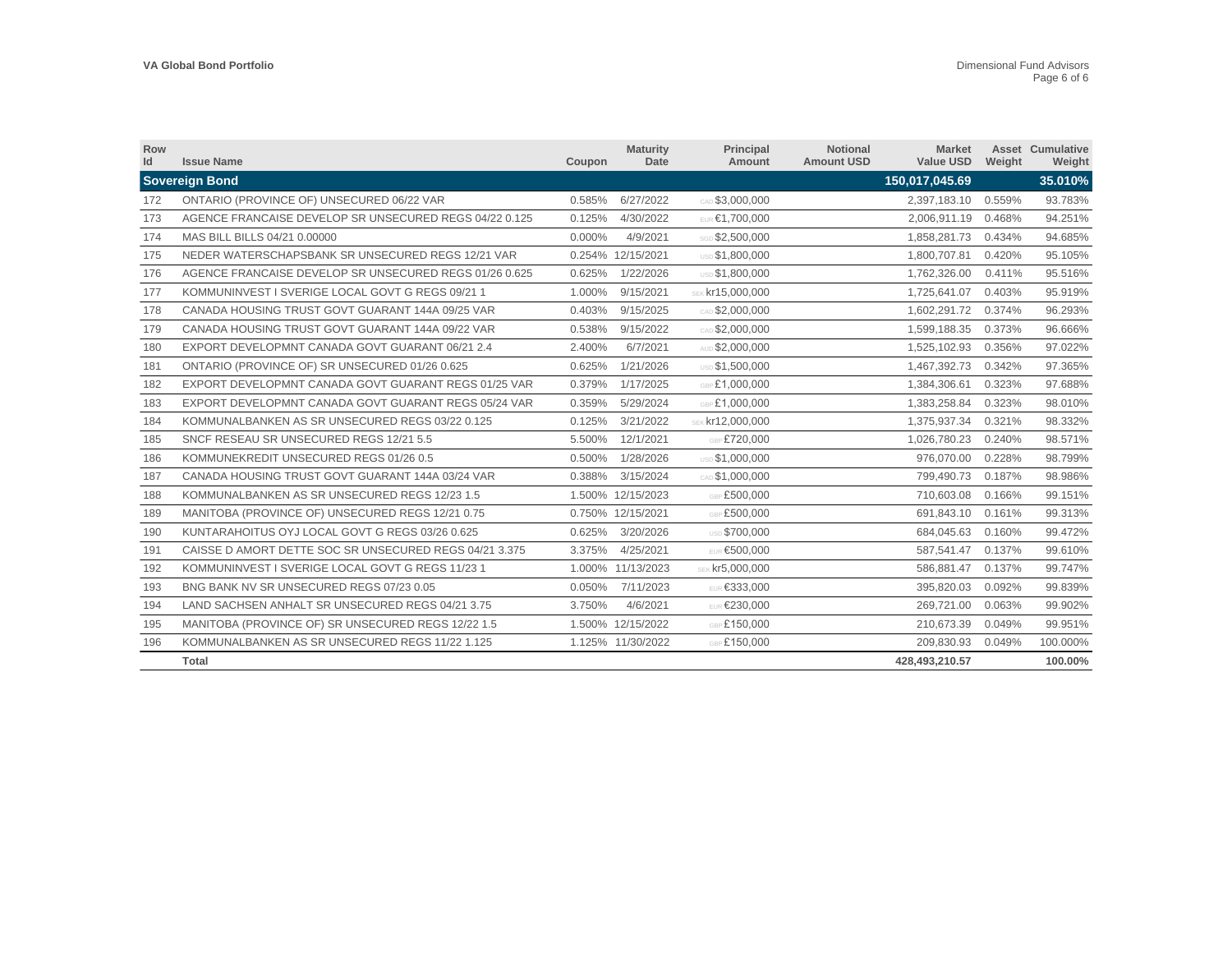| Row Id | Issue Name | Coupon | Maturity Date | Principal Amount | Notional Amount USD | Market Value USD | Asset Weight | Cumulative Weight |
|---|---|---|---|---|---|---|---|---|
| **Sovereign Bond** | | | | | | **150,017,045.69** | | **35.010%** |
| 172 | ONTARIO (PROVINCE OF) UNSECURED 06/22 VAR | 0.585% | 6/27/2022 | CAD $3,000,000 | | 2,397,183.10 | 0.559% | 93.783% |
| 173 | AGENCE FRANCAISE DEVELOP SR UNSECURED REGS 04/22 0.125 | 0.125% | 4/30/2022 | EUR €1,700,000 | | 2,006,911.19 | 0.468% | 94.251% |
| 174 | MAS BILL BILLS 04/21 0.00000 | 0.000% | 4/9/2021 | SGD $2,500,000 | | 1,858,281.73 | 0.434% | 94.685% |
| 175 | NEDER WATERSCHAPSBANK SR UNSECURED REGS 12/21 VAR | 0.254% | 12/15/2021 | USD $1,800,000 | | 1,800,707.81 | 0.420% | 95.105% |
| 176 | AGENCE FRANCAISE DEVELOP SR UNSECURED REGS 01/26 0.625 | 0.625% | 1/22/2026 | USD $1,800,000 | | 1,762,326.00 | 0.411% | 95.516% |
| 177 | KOMMUNINVEST I SVERIGE LOCAL GOVT G REGS 09/21 1 | 1.000% | 9/15/2021 | SEK kr15,000,000 | | 1,725,641.07 | 0.403% | 95.919% |
| 178 | CANADA HOUSING TRUST GOVT GUARANT 144A 09/25 VAR | 0.403% | 9/15/2025 | CAD $2,000,000 | | 1,602,291.72 | 0.374% | 96.293% |
| 179 | CANADA HOUSING TRUST GOVT GUARANT 144A 09/22 VAR | 0.538% | 9/15/2022 | CAD $2,000,000 | | 1,599,188.35 | 0.373% | 96.666% |
| 180 | EXPORT DEVELOPMNT CANADA GOVT GUARANT 06/21 2.4 | 2.400% | 6/7/2021 | AUD $2,000,000 | | 1,525,102.93 | 0.356% | 97.022% |
| 181 | ONTARIO (PROVINCE OF) SR UNSECURED 01/26 0.625 | 0.625% | 1/21/2026 | USD $1,500,000 | | 1,467,392.73 | 0.342% | 97.365% |
| 182 | EXPORT DEVELOPMNT CANADA GOVT GUARANT REGS 01/25 VAR | 0.379% | 1/17/2025 | GBP £1,000,000 | | 1,384,306.61 | 0.323% | 97.688% |
| 183 | EXPORT DEVELOPMNT CANADA GOVT GUARANT REGS 05/24 VAR | 0.359% | 5/29/2024 | GBP £1,000,000 | | 1,383,258.84 | 0.323% | 98.010% |
| 184 | KOMMUNALBANKEN AS SR UNSECURED REGS 03/22 0.125 | 0.125% | 3/21/2022 | SEK kr12,000,000 | | 1,375,937.34 | 0.321% | 98.332% |
| 185 | SNCF RESEAU SR UNSECURED REGS 12/21 5.5 | 5.500% | 12/1/2021 | GBP £720,000 | | 1,026,780.23 | 0.240% | 98.571% |
| 186 | KOMMUNEKREDIT UNSECURED REGS 01/26 0.5 | 0.500% | 1/28/2026 | USD $1,000,000 | | 976,070.00 | 0.228% | 98.799% |
| 187 | CANADA HOUSING TRUST GOVT GUARANT 144A 03/24 VAR | 0.388% | 3/15/2024 | CAD $1,000,000 | | 799,490.73 | 0.187% | 98.986% |
| 188 | KOMMUNALBANKEN AS SR UNSECURED REGS 12/23 1.5 | 1.500% | 12/15/2023 | GBP £500,000 | | 710,603.08 | 0.166% | 99.151% |
| 189 | MANITOBA (PROVINCE OF) UNSECURED REGS 12/21 0.75 | 0.750% | 12/15/2021 | GBP £500,000 | | 691,843.10 | 0.161% | 99.313% |
| 190 | KUNTARAHOITUS OYJ LOCAL GOVT G REGS 03/26 0.625 | 0.625% | 3/20/2026 | USD $700,000 | | 684,045.63 | 0.160% | 99.472% |
| 191 | CAISSE D AMORT DETTE SOC SR UNSECURED REGS 04/21 3.375 | 3.375% | 4/25/2021 | EUR €500,000 | | 587,541.47 | 0.137% | 99.610% |
| 192 | KOMMUNINVEST I SVERIGE LOCAL GOVT G REGS 11/23 1 | 1.000% | 11/13/2023 | SEK kr5,000,000 | | 586,881.47 | 0.137% | 99.747% |
| 193 | BNG BANK NV SR UNSECURED REGS 07/23 0.05 | 0.050% | 7/11/2023 | EUR €333,000 | | 395,820.03 | 0.092% | 99.839% |
| 194 | LAND SACHSEN ANHALT SR UNSECURED REGS 04/21 3.75 | 3.750% | 4/6/2021 | EUR €230,000 | | 269,721.00 | 0.063% | 99.902% |
| 195 | MANITOBA (PROVINCE OF) SR UNSECURED REGS 12/22 1.5 | 1.500% | 12/15/2022 | GBP £150,000 | | 210,673.39 | 0.049% | 99.951% |
| 196 | KOMMUNALBANKEN AS SR UNSECURED REGS 11/22 1.125 | 1.125% | 11/30/2022 | GBP £150,000 | | 209,830.93 | 0.049% | 100.000% |
| | **Total** | | | | | **428,493,210.57** | | **100.00%** |